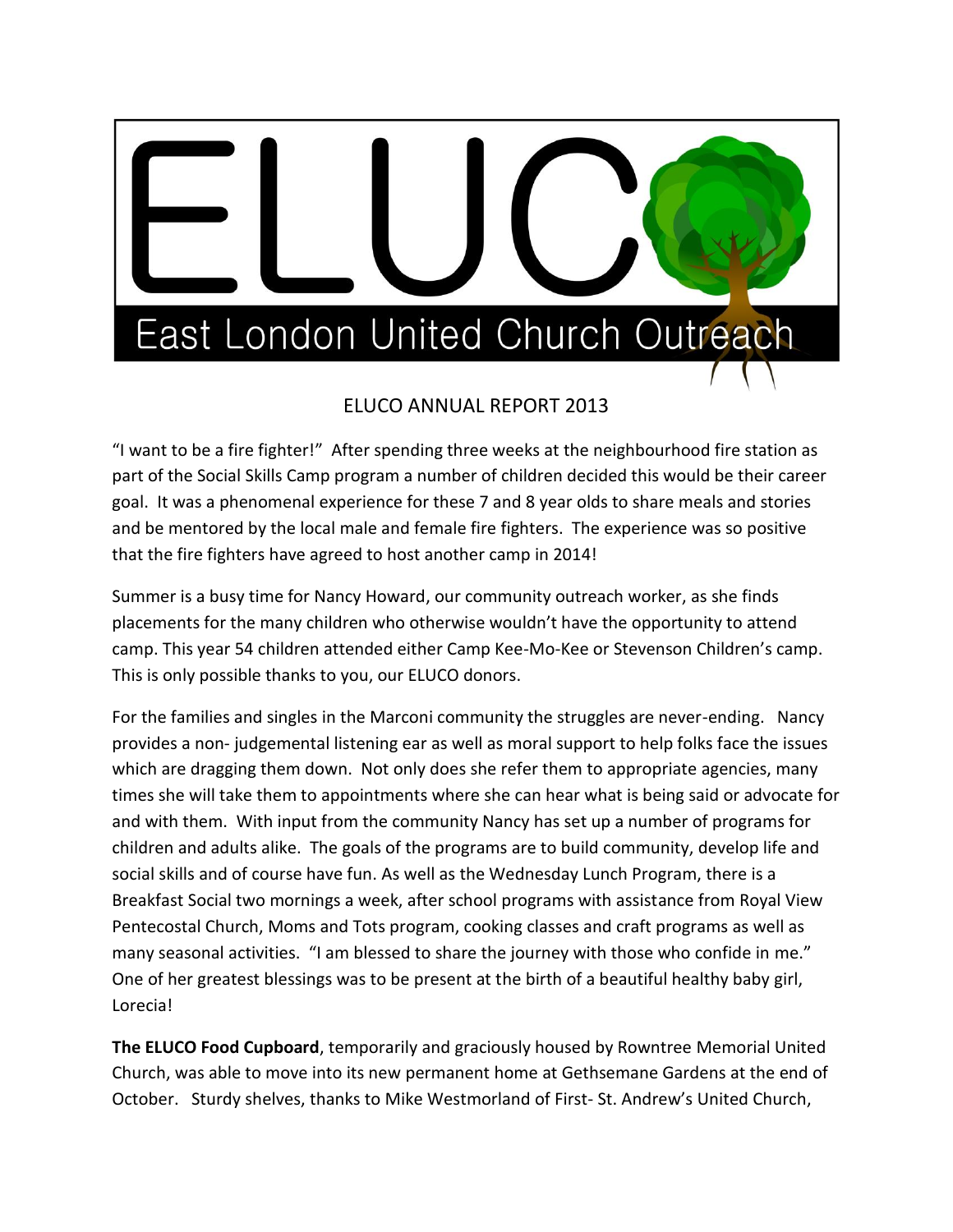# ELUCO

East London United Church Outreach

## ELUCO ANNUAL REPORT 2013

"I want to be a fire fighter!" After spending three weeks at the neighbourhood fire station as part of the Social Skills Camp program a number of children decided this would be their career goal. It was a phenomenal experience for these 7 and 8 year olds to share meals and stories and be mentored by the local male and female fire fighters. The experience was so positive that the fire fighters have agreed to host another camp in 2014!

Summer is a busy time for Nancy Howard, our community outreach worker, as she finds placements for the many children who otherwise wouldn't have the opportunity to attend camp. This year 54 children attended either Camp Kee-Mo-Kee or Stevenson Children's camp. This is only possible thanks to you, our ELUCO donors.

For the families and singles in the Marconi community the struggles are never-ending. Nancy provides a non- judgemental listening ear as well as moral support to help folks face the issues which are dragging them down. Not only does she refer them to appropriate agencies, many times she will take them to appointments where she can hear what is being said or advocate for and with them. With input from the community Nancy has set up a number of programs for children and adults alike. The goals of the programs are to build community, develop life and social skills and of course have fun. As well as the Wednesday Lunch Program, there is a Breakfast Social two mornings a week, after school programs with assistance from Royal View Pentecostal Church, Moms and Tots program, cooking classes and craft programs as well as many seasonal activities. "I am blessed to share the journey with those who confide in me." One of her greatest blessings was to be present at the birth of a beautiful healthy baby girl, Lorecia!

**The ELUCO Food Cupboard**, temporarily and graciously housed by Rowntree Memorial United Church, was able to move into its new permanent home at Gethsemane Gardens at the end of October. Sturdy shelves, thanks to Mike Westmorland of First- St. Andrew's United Church,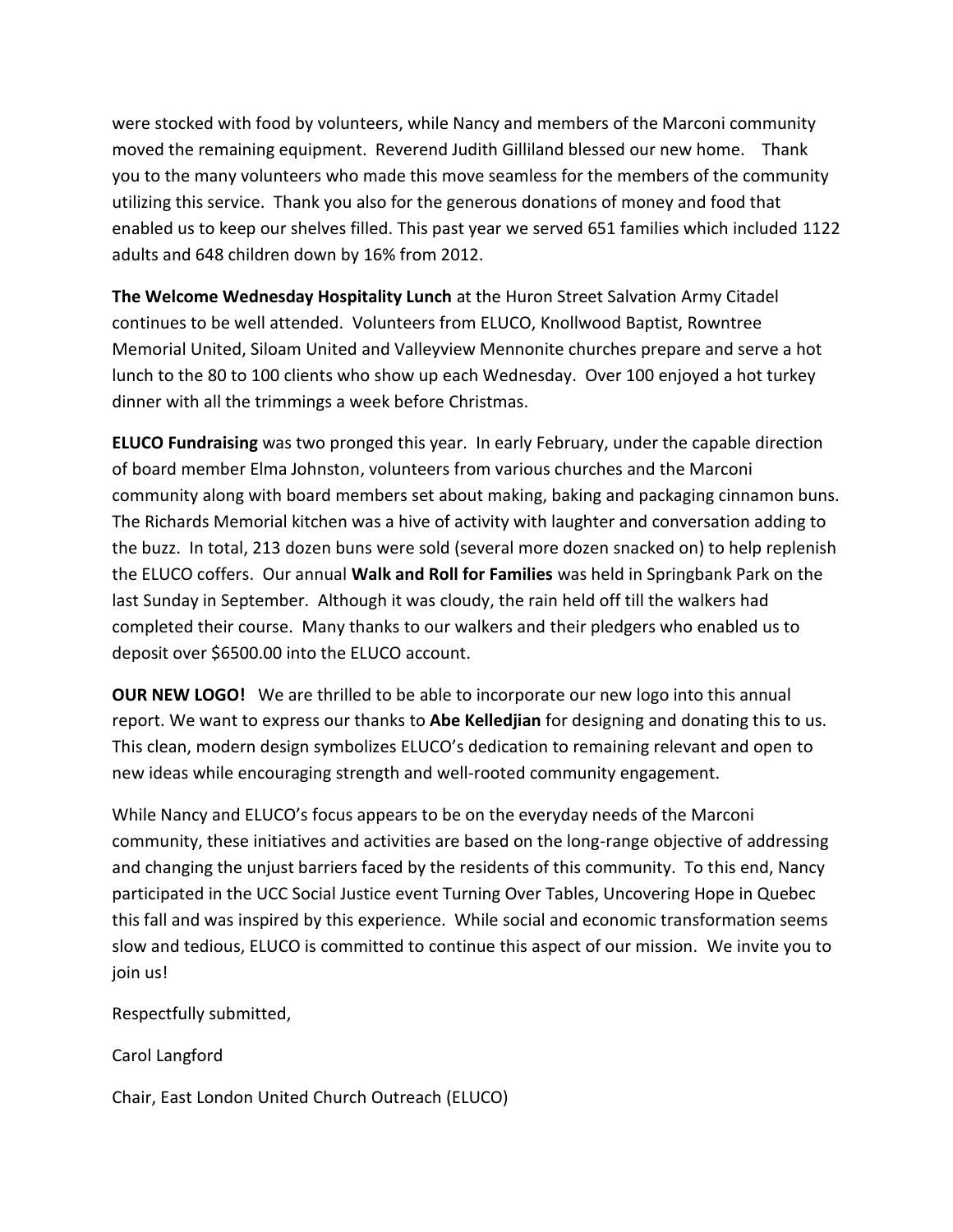were stocked with food by volunteers, while Nancy and members of the Marconi community moved the remaining equipment. Reverend Judith Gilliland blessed our new home. Thank you to the many volunteers who made this move seamless for the members of the community utilizing this service. Thank you also for the generous donations of money and food that enabled us to keep our shelves filled. This past year we served 651 families which included 1122 adults and 648 children down by 16% from 2012.

**The Welcome Wednesday Hospitality Lunch** at the Huron Street Salvation Army Citadel continues to be well attended. Volunteers from ELUCO, Knollwood Baptist, Rowntree Memorial United, Siloam United and Valleyview Mennonite churches prepare and serve a hot lunch to the 80 to 100 clients who show up each Wednesday. Over 100 enjoyed a hot turkey dinner with all the trimmings a week before Christmas.

**ELUCO Fundraising** was two pronged this year. In early February, under the capable direction of board member Elma Johnston, volunteers from various churches and the Marconi community along with board members set about making, baking and packaging cinnamon buns. The Richards Memorial kitchen was a hive of activity with laughter and conversation adding to the buzz. In total, 213 dozen buns were sold (several more dozen snacked on) to help replenish the ELUCO coffers. Our annual **Walk and Roll for Families** was held in Springbank Park on the last Sunday in September. Although it was cloudy, the rain held off till the walkers had completed their course. Many thanks to our walkers and their pledgers who enabled us to deposit over $6500.00 into the ELUCO account.

**OUR NEW LOGO!** We are thrilled to be able to incorporate our new logo into this annual report. We want to express our thanks to **Abe Kelledjian** for designing and donating this to us. This clean, modern design symbolizes ELUCO's dedication to remaining relevant and open to new ideas while encouraging strength and well-rooted community engagement.

While Nancy and ELUCO's focus appears to be on the everyday needs of the Marconi community, these initiatives and activities are based on the long-range objective of addressing and changing the unjust barriers faced by the residents of this community. To this end, Nancy participated in the UCC Social Justice event Turning Over Tables, Uncovering Hope in Quebec this fall and was inspired by this experience. While social and economic transformation seems slow and tedious, ELUCO is committed to continue this aspect of our mission. We invite you to join us!

Respectfully submitted,

Carol Langford

Chair, East London United Church Outreach (ELUCO)